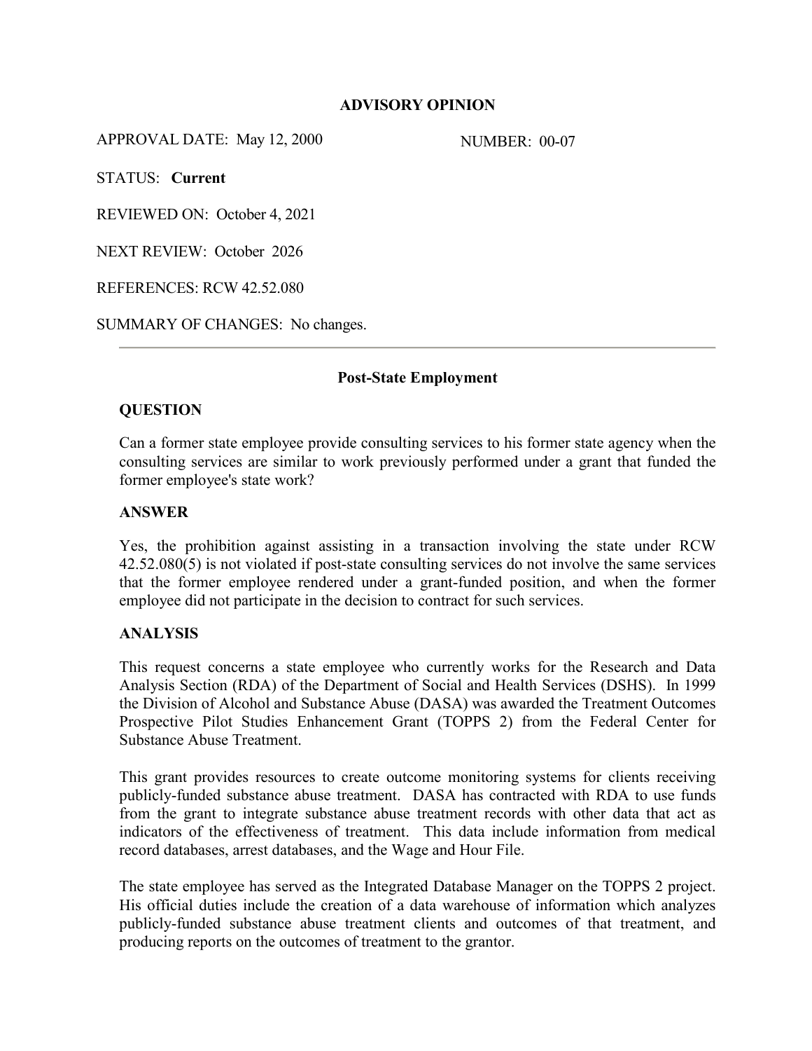# ADVISORY OPINION

APPROVAL DATE: May 12, 2000 NUMBER: 00-07

STATUS: **Current**

REVIEWED ON: October 4, 2021

NEXT REVIEW: October 2026

REFERENCES: RCW 42.52.080

SUMMARY OF CHANGES: No changes.

---

## Post-State Employment

### QUESTION

Can a former state employee provide consulting services to his former state agency when the consulting services are similar to work previously performed under a grant that funded the former employee's state work?

### ANSWER

Yes, the prohibition against assisting in a transaction involving the state under RCW 42.52.080(5) is not violated if post-state consulting services do not involve the same services that the former employee rendered under a grant-funded position, and when the former employee did not participate in the decision to contract for such services.

### ANALYSIS

This request concerns a state employee who currently works for the Research and Data Analysis Section (RDA) of the Department of Social and Health Services (DSHS). In 1999 the Division of Alcohol and Substance Abuse (DASA) was awarded the Treatment Outcomes Prospective Pilot Studies Enhancement Grant (TOPPS 2) from the Federal Center for Substance Abuse Treatment.

This grant provides resources to create outcome monitoring systems for clients receiving publicly-funded substance abuse treatment. DASA has contracted with RDA to use funds from the grant to integrate substance abuse treatment records with other data that act as indicators of the effectiveness of treatment. This data include information from medical record databases, arrest databases, and the Wage and Hour File.

The state employee has served as the Integrated Database Manager on the TOPPS 2 project. His official duties include the creation of a data warehouse of information which analyzes publicly-funded substance abuse treatment clients and outcomes of that treatment, and producing reports on the outcomes of treatment to the grantor.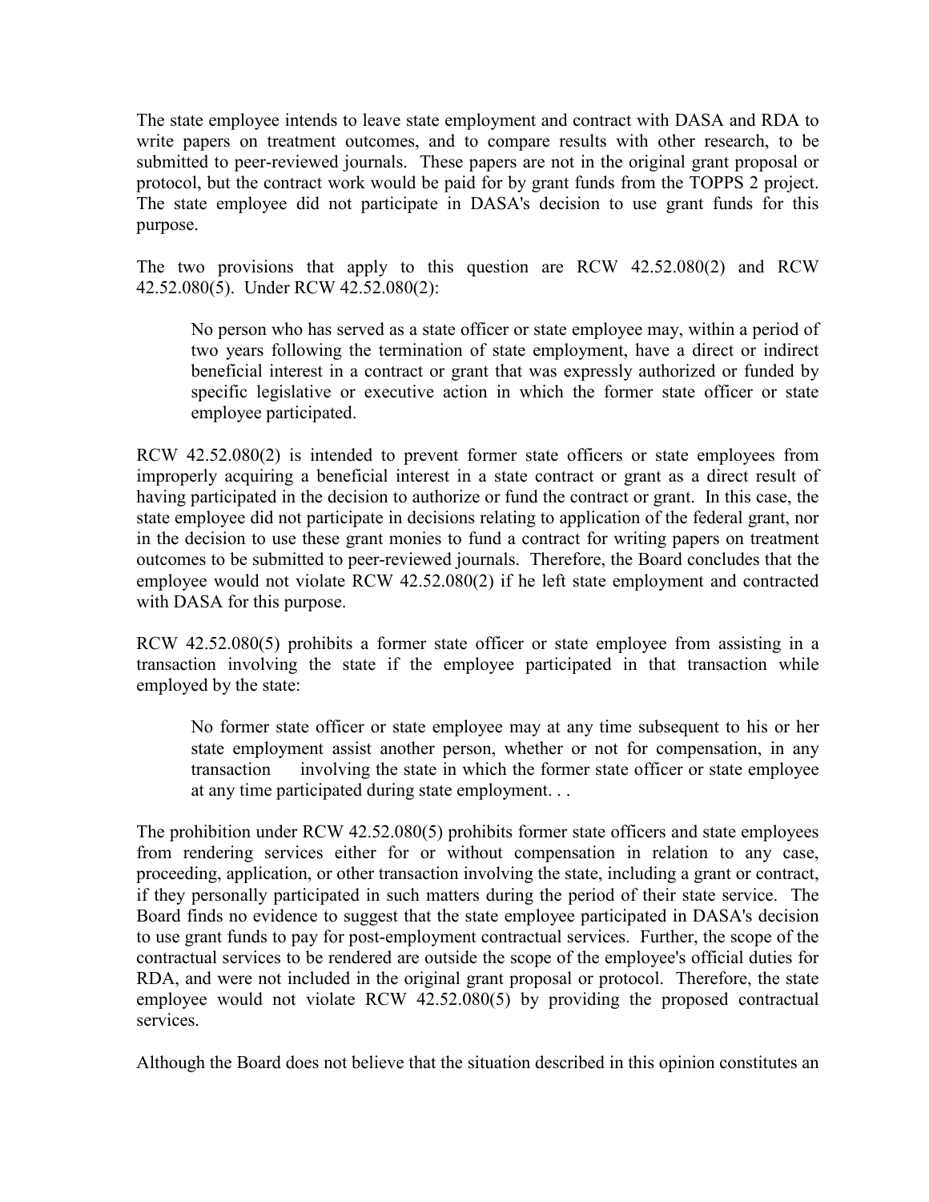The state employee intends to leave state employment and contract with DASA and RDA to write papers on treatment outcomes, and to compare results with other research, to be submitted to peer-reviewed journals. These papers are not in the original grant proposal or protocol, but the contract work would be paid for by grant funds from the TOPPS 2 project. The state employee did not participate in DASA's decision to use grant funds for this purpose.

The two provisions that apply to this question are RCW 42.52.080(2) and RCW 42.52.080(5). Under RCW 42.52.080(2):

> No person who has served as a state officer or state employee may, within a period of two years following the termination of state employment, have a direct or indirect beneficial interest in a contract or grant that was expressly authorized or funded by specific legislative or executive action in which the former state officer or state employee participated.

RCW 42.52.080(2) is intended to prevent former state officers or state employees from improperly acquiring a beneficial interest in a state contract or grant as a direct result of having participated in the decision to authorize or fund the contract or grant. In this case, the state employee did not participate in decisions relating to application of the federal grant, nor in the decision to use these grant monies to fund a contract for writing papers on treatment outcomes to be submitted to peer-reviewed journals. Therefore, the Board concludes that the employee would not violate RCW 42.52.080(2) if he left state employment and contracted with DASA for this purpose.

RCW 42.52.080(5) prohibits a former state officer or state employee from assisting in a transaction involving the state if the employee participated in that transaction while employed by the state:

> No former state officer or state employee may at any time subsequent to his or her state employment assist another person, whether or not for compensation, in any transaction involving the state in which the former state officer or state employee at any time participated during state employment. . .

The prohibition under RCW 42.52.080(5) prohibits former state officers and state employees from rendering services either for or without compensation in relation to any case, proceeding, application, or other transaction involving the state, including a grant or contract, if they personally participated in such matters during the period of their state service. The Board finds no evidence to suggest that the state employee participated in DASA's decision to use grant funds to pay for post-employment contractual services. Further, the scope of the contractual services to be rendered are outside the scope of the employee's official duties for RDA, and were not included in the original grant proposal or protocol. Therefore, the state employee would not violate RCW 42.52.080(5) by providing the proposed contractual services.

Although the Board does not believe that the situation described in this opinion constitutes an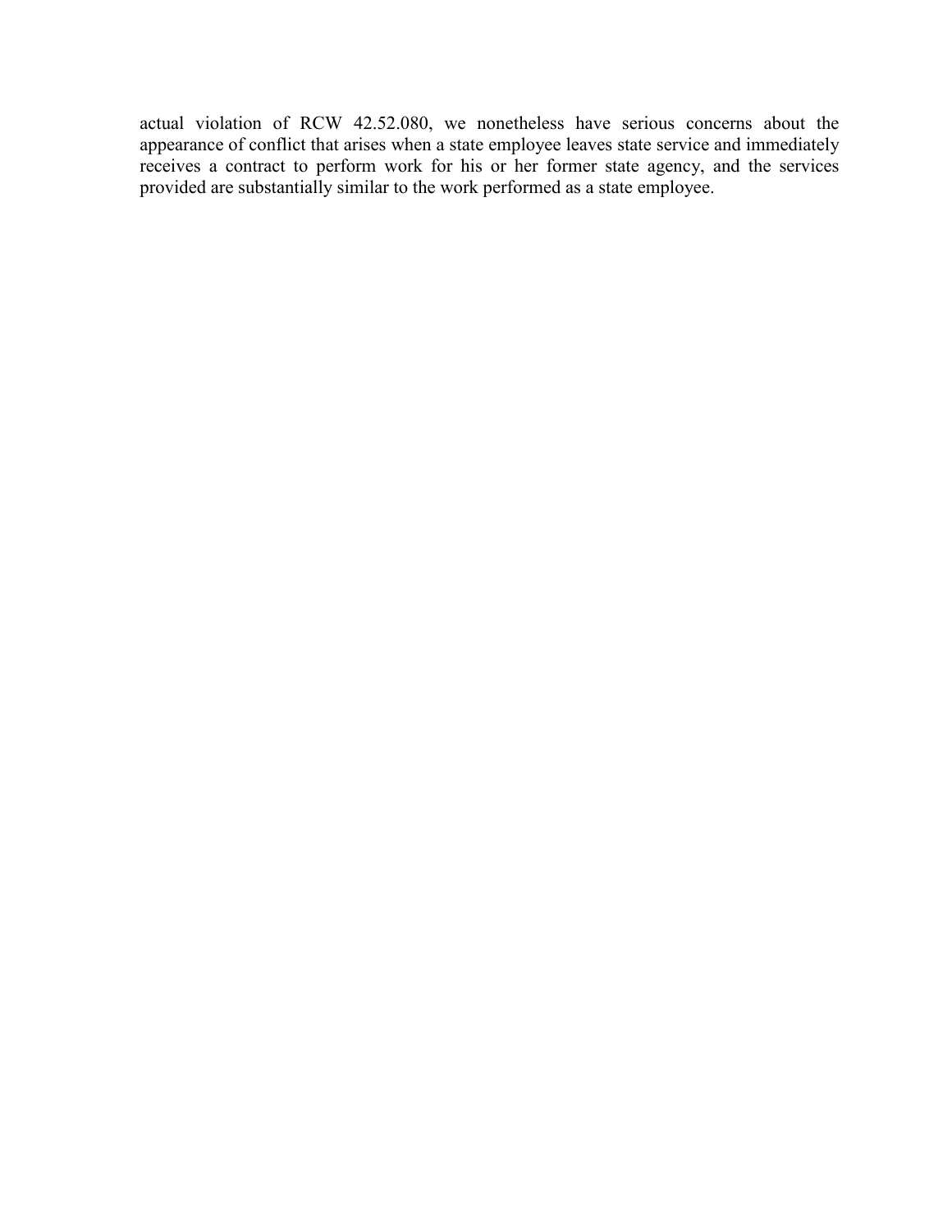actual violation of RCW 42.52.080, we nonetheless have serious concerns about the appearance of conflict that arises when a state employee leaves state service and immediately receives a contract to perform work for his or her former state agency, and the services provided are substantially similar to the work performed as a state employee.